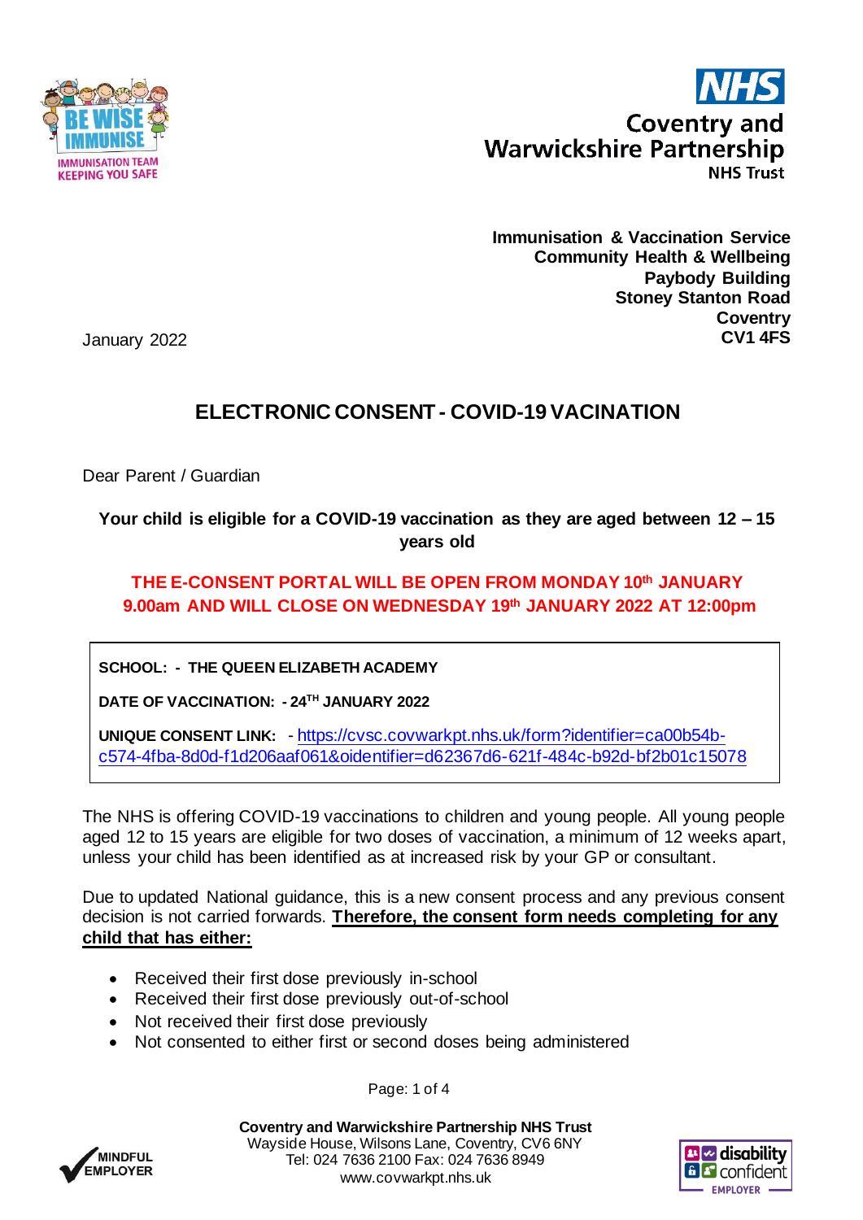Immunisation & Vaccination Service
Community Health & Wellbeing
Paybody Building
Stoney Stanton Road
Coventry
CV1 4FS

January 2022

# ELECTRONIC CONSENT - COVID-19 VACCINATION

Dear Parent / Guardian

**Your child is eligible for a COVID-19 vaccination as they are aged between 12 – 15 years old**

**THE E-CONSENT PORTAL WILL BE OPEN FROM MONDAY 10th JANUARY 9.00am AND WILL CLOSE ON WEDNESDAY 19th JANUARY 2022 AT 12:00pm**

**SCHOOL: - THE QUEEN ELIZABETH ACADEMY**

**DATE OF VACCINATION: - 24TH JANUARY 2022**

**UNIQUE CONSENT LINK:** - https://cvsc.covwarkpt.nhs.uk/form?identifier=ca00b54b-c574-4fba-8d0d-f1d206aaf061&oidentifier=d62367d6-621f-484c-b92d-bf2b01c15078

The NHS is offering COVID-19 vaccinations to children and young people. All young people aged 12 to 15 years are eligible for two doses of vaccination, a minimum of 12 weeks apart, unless your child has been identified as at increased risk by your GP or consultant.

Due to updated National guidance, this is a new consent process and any previous consent decision is not carried forwards. **Therefore, the consent form needs completing for any child that has either:**

- Received their first dose previously in-school
- Received their first dose previously out-of-school
- Not received their first dose previously
- Not consented to either first or second doses being administered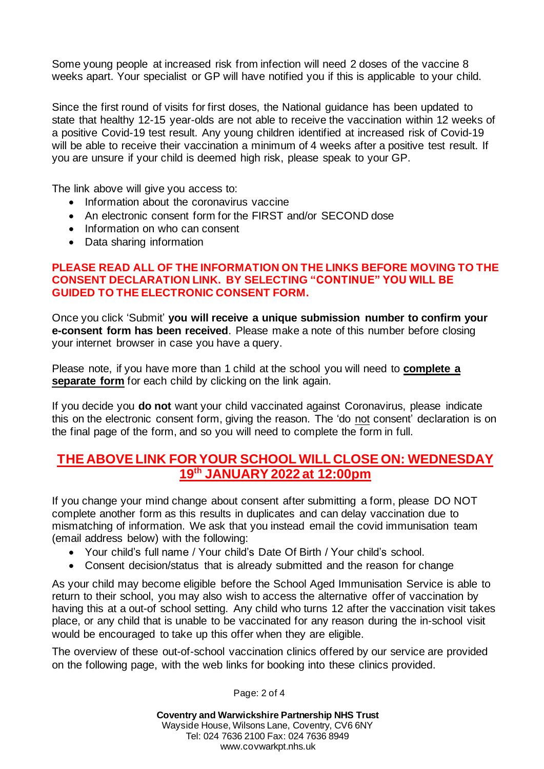Some young people at increased risk from infection will need 2 doses of the vaccine 8 weeks apart. Your specialist or GP will have notified you if this is applicable to your child.

Since the first round of visits for first doses, the National guidance has been updated to state that healthy 12-15 year-olds are not able to receive the vaccination within 12 weeks of a positive Covid-19 test result. Any young children identified at increased risk of Covid-19 will be able to receive their vaccination a minimum of 4 weeks after a positive test result. If you are unsure if your child is deemed high risk, please speak to your GP.

The link above will give you access to:

- Information about the coronavirus vaccine
- An electronic consent form for the FIRST and/or SECOND dose
- Information on who can consent
- Data sharing information

**PLEASE READ ALL OF THE INFORMATION ON THE LINKS BEFORE MOVING TO THE CONSENT DECLARATION LINK. BY SELECTING "CONTINUE" YOU WILL BE GUIDED TO THE ELECTRONIC CONSENT FORM.**

Once you click 'Submit' **you will receive a unique submission number to confirm your e-consent form has been received**. Please make a note of this number before closing your internet browser in case you have a query.

Please note, if you have more than 1 child at the school you will need to **complete a separate form** for each child by clicking on the link again.

If you decide you **do not** want your child vaccinated against Coronavirus, please indicate this on the electronic consent form, giving the reason. The 'do not consent' declaration is on the final page of the form, and so you will need to complete the form in full.

## THE ABOVE LINK FOR YOUR SCHOOL WILL CLOSE ON: WEDNESDAY 19th JANUARY 2022 at 12:00pm

If you change your mind change about consent after submitting a form, please DO NOT complete another form as this results in duplicates and can delay vaccination due to mismatching of information. We ask that you instead email the covid immunisation team (email address below) with the following:

- Your child's full name / Your child's Date Of Birth / Your child's school.
- Consent decision/status that is already submitted and the reason for change

As your child may become eligible before the School Aged Immunisation Service is able to return to their school, you may also wish to access the alternative offer of vaccination by having this at a out-of school setting. Any child who turns 12 after the vaccination visit takes place, or any child that is unable to be vaccinated for any reason during the in-school visit would be encouraged to take up this offer when they are eligible.

The overview of these out-of-school vaccination clinics offered by our service are provided on the following page, with the web links for booking into these clinics provided.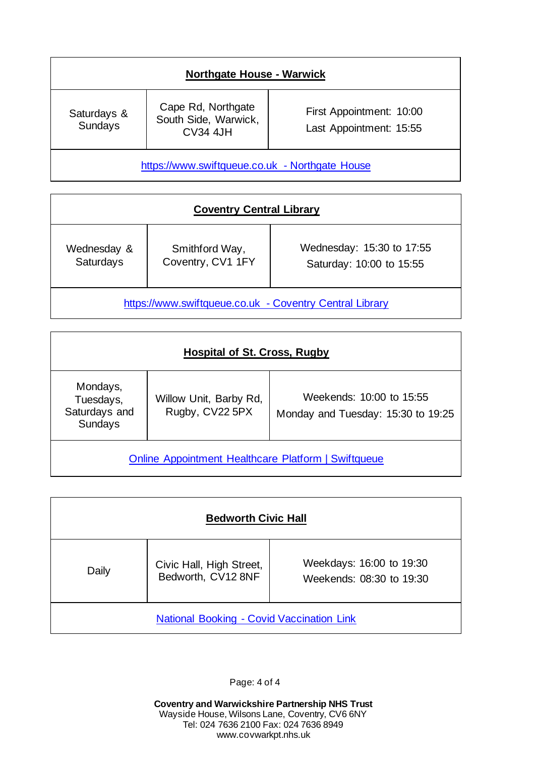| Northgate House - Warwick | | |
|---|---|---|
| Saturdays & Sundays | Cape Rd, Northgate South Side, Warwick, CV34 4JH | First Appointment: 10:00<br>Last Appointment: 15:55 |
| https://www.swiftqueue.co.uk - Northgate House | | |

| Coventry Central Library | | |
|---|---|---|
| Wednesday & Saturdays | Smithford Way, Coventry, CV1 1FY | Wednesday: 15:30 to 17:55<br>Saturday: 10:00 to 15:55 |
| https://www.swiftqueue.co.uk - Coventry Central Library | | |

| Hospital of St. Cross, Rugby | | |
|---|---|---|
| Mondays, Tuesdays, Saturdays and Sundays | Willow Unit, Barby Rd, Rugby, CV22 5PX | Weekends: 10:00 to 15:55<br>Monday and Tuesday: 15:30 to 19:25 |
| Online Appointment Healthcare Platform \| Swiftqueue | | |

| Bedworth Civic Hall | | |
|---|---|---|
| Daily | Civic Hall, High Street, Bedworth, CV12 8NF | Weekdays: 16:00 to 19:30<br>Weekends: 08:30 to 19:30 |
| National Booking - Covid Vaccination Link | | |

**Coventry and Warwickshire Partnership NHS Trust**
Wayside House, Wilsons Lane, Coventry, CV6 6NY
Tel: 024 7636 2100 Fax: 024 7636 8949
www.covwarkpt.nhs.uk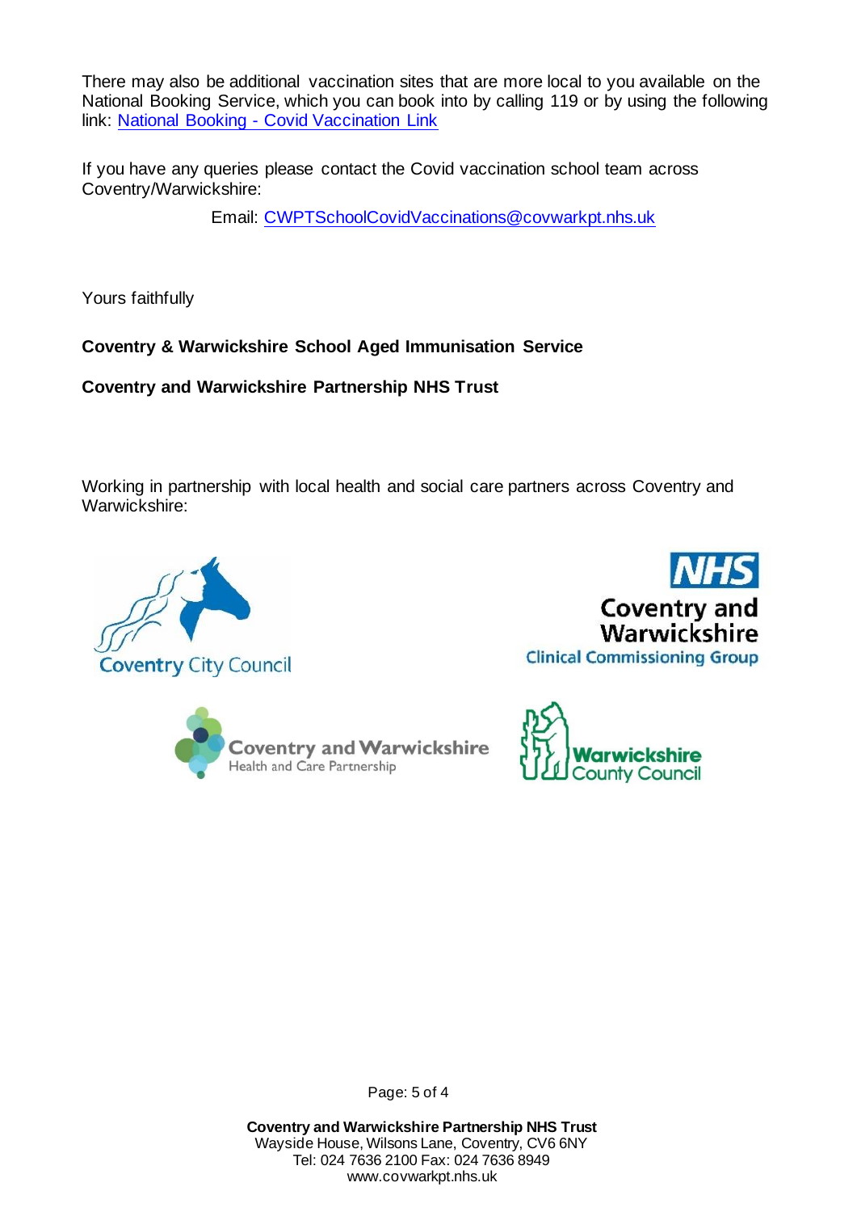There may also be additional vaccination sites that are more local to you available on the National Booking Service, which you can book into by calling 119 or by using the following link: [National Booking - Covid Vaccination Link]()

If you have any queries please contact the Covid vaccination school team across Coventry/Warwickshire:

Email: [CWPTSchoolCovidVaccinations@covwarkpt.nhs.uk](mailto:CWPTSchoolCovidVaccinations@covwarkpt.nhs.uk)

Yours faithfully

**Coventry & Warwickshire School Aged Immunisation Service**

**Coventry and Warwickshire Partnership NHS Trust**

Working in partnership with local health and social care partners across Coventry and Warwickshire:

Coventry City Council

NHS Coventry and Warwickshire Clinical Commissioning Group

Coventry and Warwickshire Health and Care Partnership

Warwickshire County Council

**Coventry and Warwickshire Partnership NHS Trust**
Wayside House, Wilsons Lane, Coventry, CV6 6NY
Tel: 024 7636 2100 Fax: 024 7636 8949
www.covwarkpt.nhs.uk